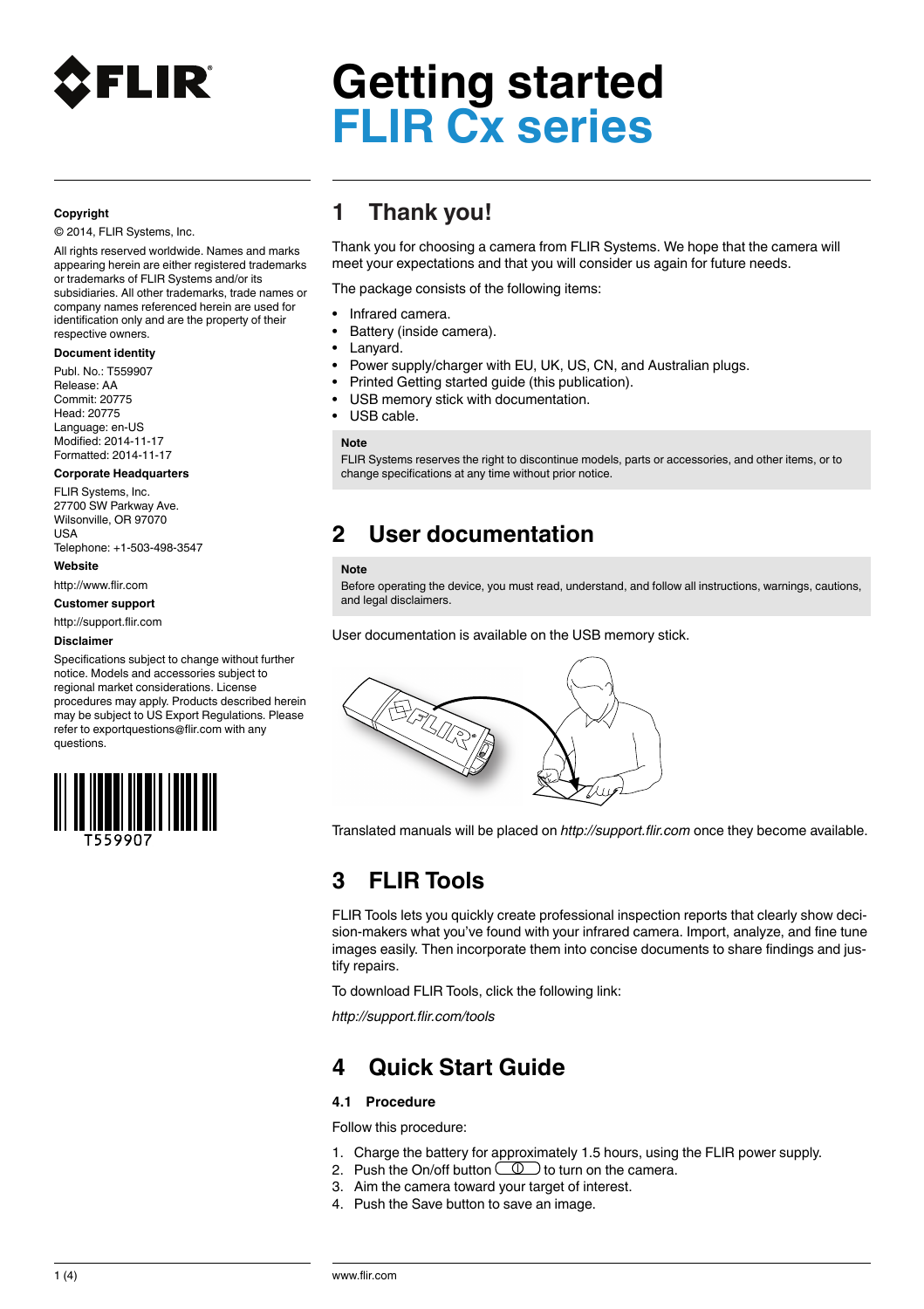# Getting started
# FLIR Cx series

**Copyright**

© 2014, FLIR Systems, Inc.

All rights reserved worldwide. Names and marks appearing herein are either registered trademarks or trademarks of FLIR Systems and/or its subsidiaries. All other trademarks, trade names or company names referenced herein are used for identification only and are the property of their respective owners.

**Document identity**

Publ. No.: T559907
Release: AA
Commit: 20775
Head: 20775
Language: en-US
Modified: 2014-11-17
Formatted: 2014-11-17

**Corporate Headquarters**

FLIR Systems, Inc.
27700 SW Parkway Ave.
Wilsonville, OR 97070
USA
Telephone: +1-503-498-3547

**Website**

http://www.flir.com

**Customer support**

http://support.flir.com

**Disclaimer**

Specifications subject to change without further notice. Models and accessories subject to regional market considerations. License procedures may apply. Products described herein may be subject to US Export Regulations. Please refer to exportquestions@flir.com with any questions.

T559907

## 1 Thank you!

Thank you for choosing a camera from FLIR Systems. We hope that the camera will meet your expectations and that you will consider us again for future needs.

The package consists of the following items:

- Infrared camera.
- Battery (inside camera).
- Lanyard.
- Power supply/charger with EU, UK, US, CN, and Australian plugs.
- Printed Getting started guide (this publication).
- USB memory stick with documentation.
- USB cable.

**Note**

FLIR Systems reserves the right to discontinue models, parts or accessories, and other items, or to change specifications at any time without prior notice.

## 2 User documentation

**Note**

Before operating the device, you must read, understand, and follow all instructions, warnings, cautions, and legal disclaimers.

User documentation is available on the USB memory stick.

Translated manuals will be placed on *http://support.flir.com* once they become available.

## 3 FLIR Tools

FLIR Tools lets you quickly create professional inspection reports that clearly show decision-makers what you've found with your infrared camera. Import, analyze, and fine tune images easily. Then incorporate them into concise documents to share findings and justify repairs.

To download FLIR Tools, click the following link:

*http://support.flir.com/tools*

## 4 Quick Start Guide

### 4.1 Procedure

Follow this procedure:

1. Charge the battery for approximately 1.5 hours, using the FLIR power supply.
2. Push the On/off button to turn on the camera.
3. Aim the camera toward your target of interest.
4. Push the Save button to save an image.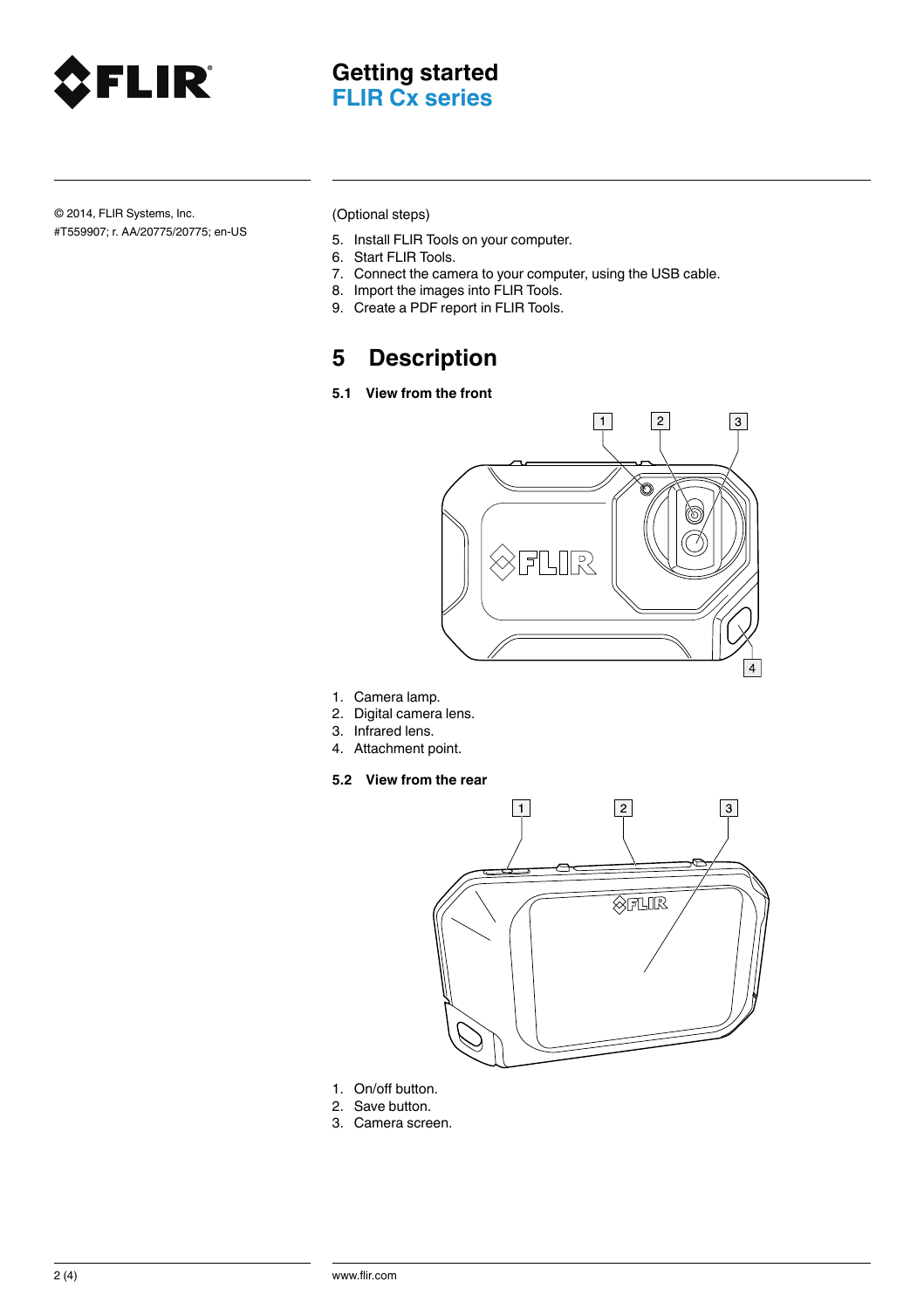(Optional steps)

5. Install FLIR Tools on your computer.
6. Start FLIR Tools.
7. Connect the camera to your computer, using the USB cable.
8. Import the images into FLIR Tools.
9. Create a PDF report in FLIR Tools.

# 5 Description

## 5.1 View from the front

1. Camera lamp.
2. Digital camera lens.
3. Infrared lens.
4. Attachment point.

## 5.2 View from the rear

1. On/off button.
2. Save button.
3. Camera screen.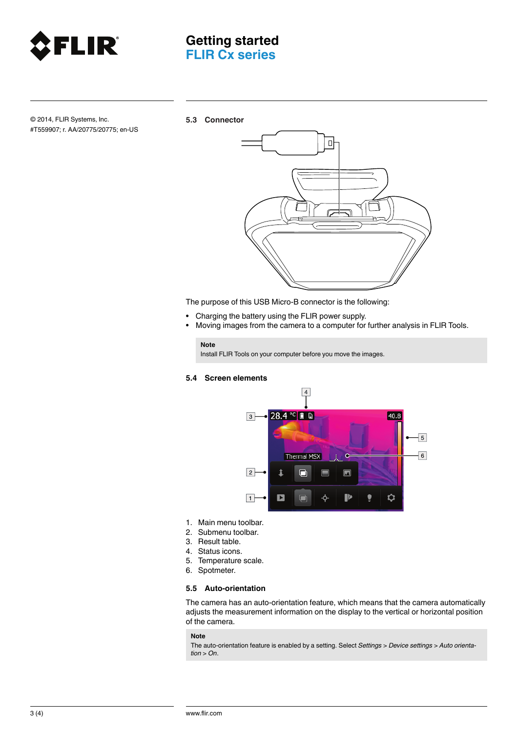## 5.3 Connector

The purpose of this USB Micro-B connector is the following:

- Charging the battery using the FLIR power supply.
- Moving images from the camera to a computer for further analysis in FLIR Tools.

> **Note**
> Install FLIR Tools on your computer before you move the images.

## 5.4 Screen elements

1. Main menu toolbar.
2. Submenu toolbar.
3. Result table.
4. Status icons.
5. Temperature scale.
6. Spotmeter.

## 5.5 Auto-orientation

The camera has an auto-orientation feature, which means that the camera automatically adjusts the measurement information on the display to the vertical or horizontal position of the camera.

> **Note**
> The auto-orientation feature is enabled by a setting. Select *Settings* > *Device settings* > *Auto orientation* > *On*.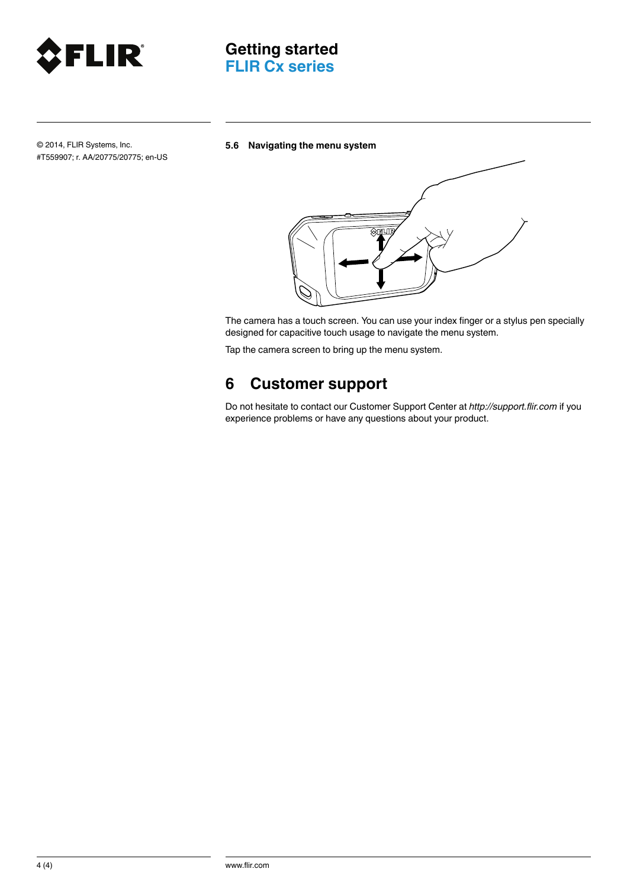© 2014, FLIR Systems, Inc.
#T559907; r. AA/20775/20775; en-US

### 5.6 Navigating the menu system

The camera has a touch screen. You can use your index finger or a stylus pen specially designed for capacitive touch usage to navigate the menu system.

Tap the camera screen to bring up the menu system.

## 6 Customer support

Do not hesitate to contact our Customer Support Center at *http://support.flir.com* if you experience problems or have any questions about your product.